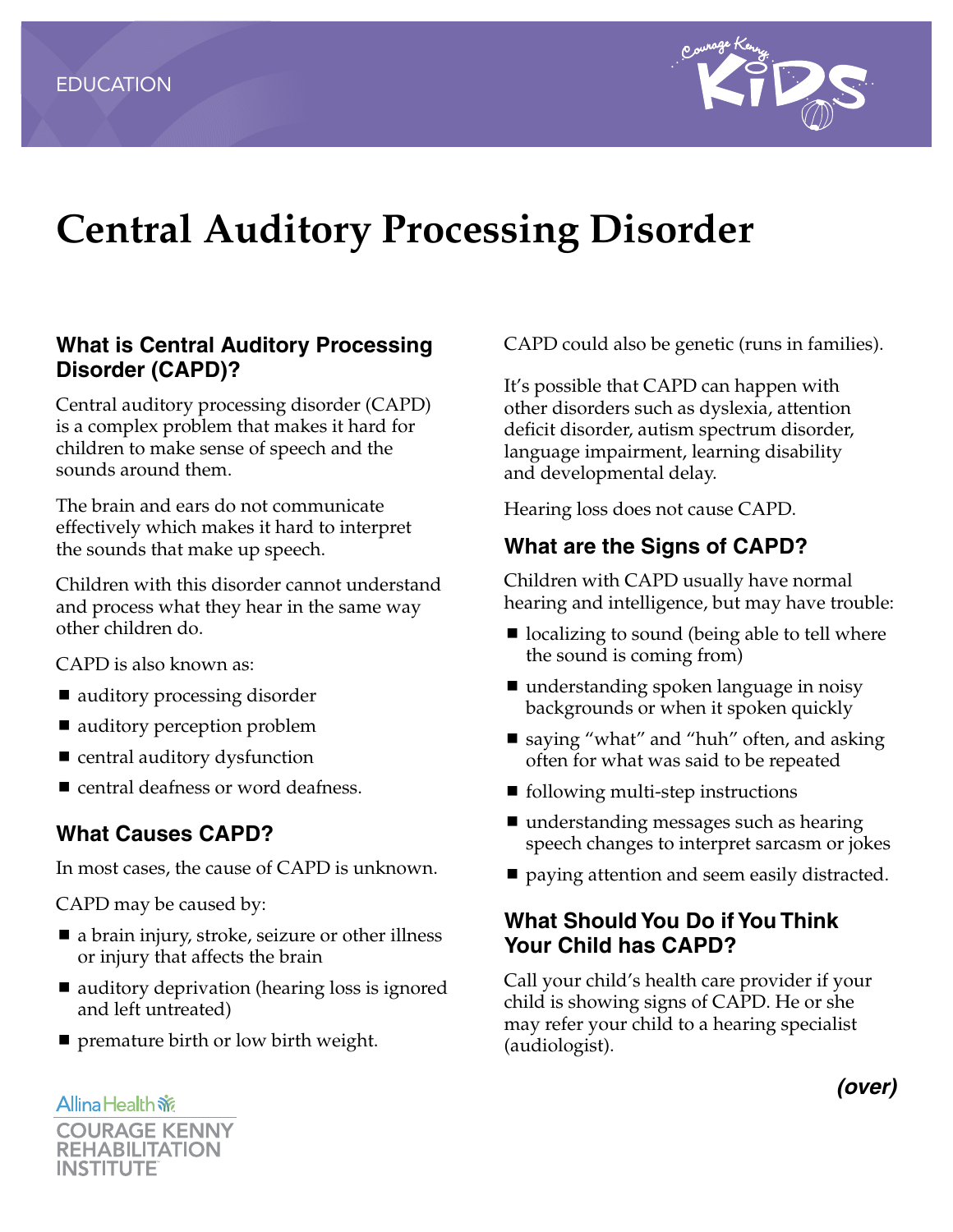EDUCATION

# Central Auditory Processing Disorder

## What is Central Auditory Processing Disorder (CAPD)?

Central auditory processing disorder (CAPD) is a complex problem that makes it hard for children to make sense of speech and the sounds around them.

The brain and ears do not communicate effectively which makes it hard to interpret the sounds that make up speech.

Children with this disorder cannot understand and process what they hear in the same way other children do.

CAPD is also known as:

- auditory processing disorder
- auditory perception problem
- central auditory dysfunction
- central deafness or word deafness.

## What Causes CAPD?

In most cases, the cause of CAPD is unknown.

CAPD may be caused by:

- a brain injury, stroke, seizure or other illness or injury that affects the brain
- auditory deprivation (hearing loss is ignored and left untreated)
- premature birth or low birth weight.

CAPD could also be genetic (runs in families).

It's possible that CAPD can happen with other disorders such as dyslexia, attention deficit disorder, autism spectrum disorder, language impairment, learning disability and developmental delay.

Hearing loss does not cause CAPD.

## What are the Signs of CAPD?

Children with CAPD usually have normal hearing and intelligence, but may have trouble:

- localizing to sound (being able to tell where the sound is coming from)
- understanding spoken language in noisy backgrounds or when it spoken quickly
- saying "what" and "huh" often, and asking often for what was said to be repeated
- following multi-step instructions
- understanding messages such as hearing speech changes to interpret sarcasm or jokes
- paying attention and seem easily distracted.

## What Should You Do if You Think Your Child has CAPD?

Call your child's health care provider if your child is showing signs of CAPD. He or she may refer your child to a hearing specialist (audiologist).

***(over)***

Allina Health
COURAGE KENNY REHABILITATION INSTITUTE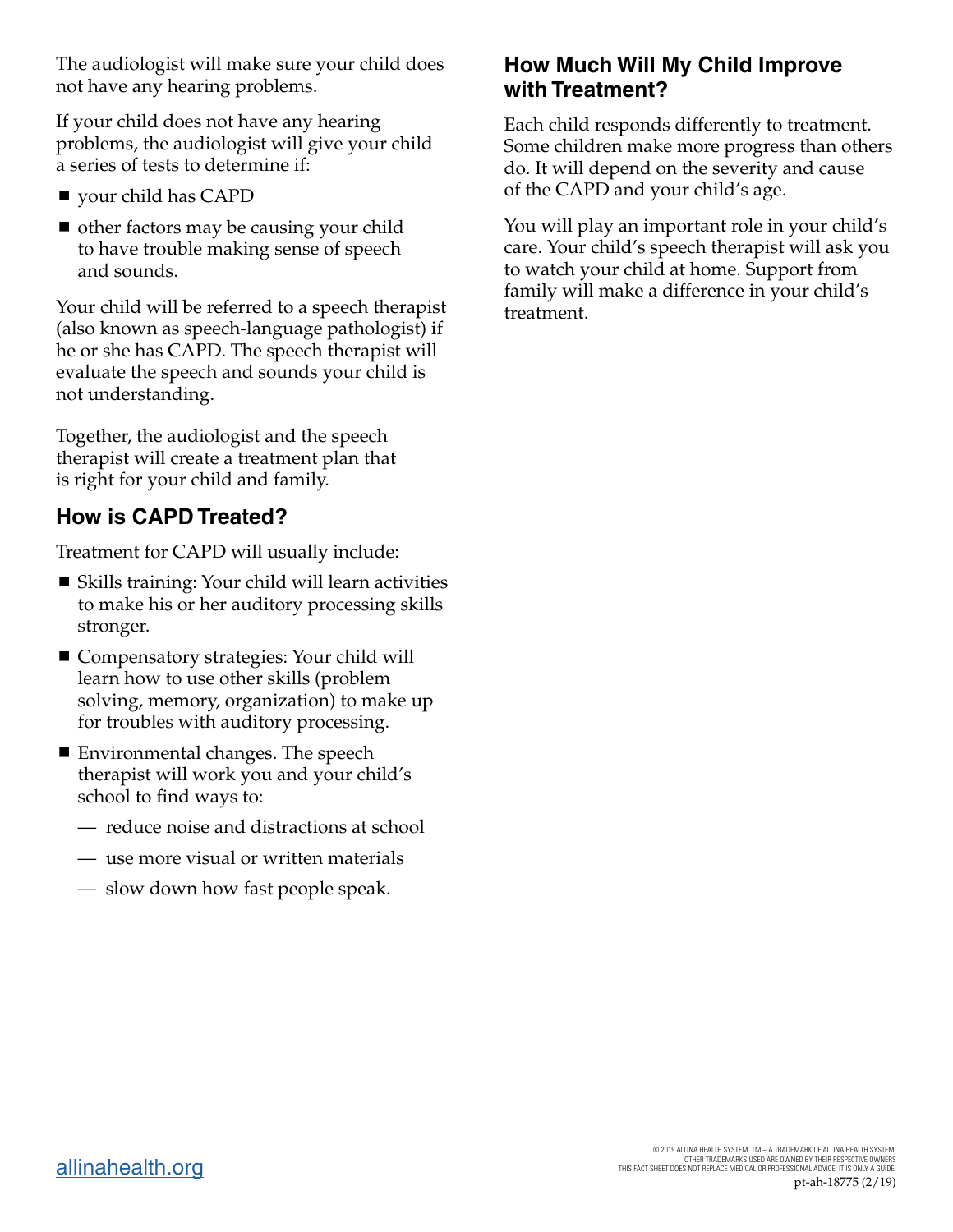The audiologist will make sure your child does not have any hearing problems.

If your child does not have any hearing problems, the audiologist will give your child a series of tests to determine if:

- your child has CAPD
- other factors may be causing your child to have trouble making sense of speech and sounds.

Your child will be referred to a speech therapist (also known as speech-language pathologist) if he or she has CAPD. The speech therapist will evaluate the speech and sounds your child is not understanding.

Together, the audiologist and the speech therapist will create a treatment plan that is right for your child and family.

## How is CAPD Treated?

Treatment for CAPD will usually include:

- Skills training: Your child will learn activities to make his or her auditory processing skills stronger.
- Compensatory strategies: Your child will learn how to use other skills (problem solving, memory, organization) to make up for troubles with auditory processing.
- Environmental changes. The speech therapist will work you and your child's school to find ways to:
  - reduce noise and distractions at school
  - use more visual or written materials
  - slow down how fast people speak.

## How Much Will My Child Improve with Treatment?

Each child responds differently to treatment. Some children make more progress than others do. It will depend on the severity and cause of the CAPD and your child's age.

You will play an important role in your child's care. Your child's speech therapist will ask you to watch your child at home. Support from family will make a difference in your child's treatment.

allinahealth.org

© 2019 ALLINA HEALTH SYSTEM. TM – A TRADEMARK OF ALLINA HEALTH SYSTEM. OTHER TRADEMARKS USED ARE OWNED BY THEIR RESPECTIVE OWNERS. THIS FACT SHEET DOES NOT REPLACE MEDICAL OR PROFESSIONAL ADVICE; IT IS ONLY A GUIDE.

pt-ah-18775 (2/19)